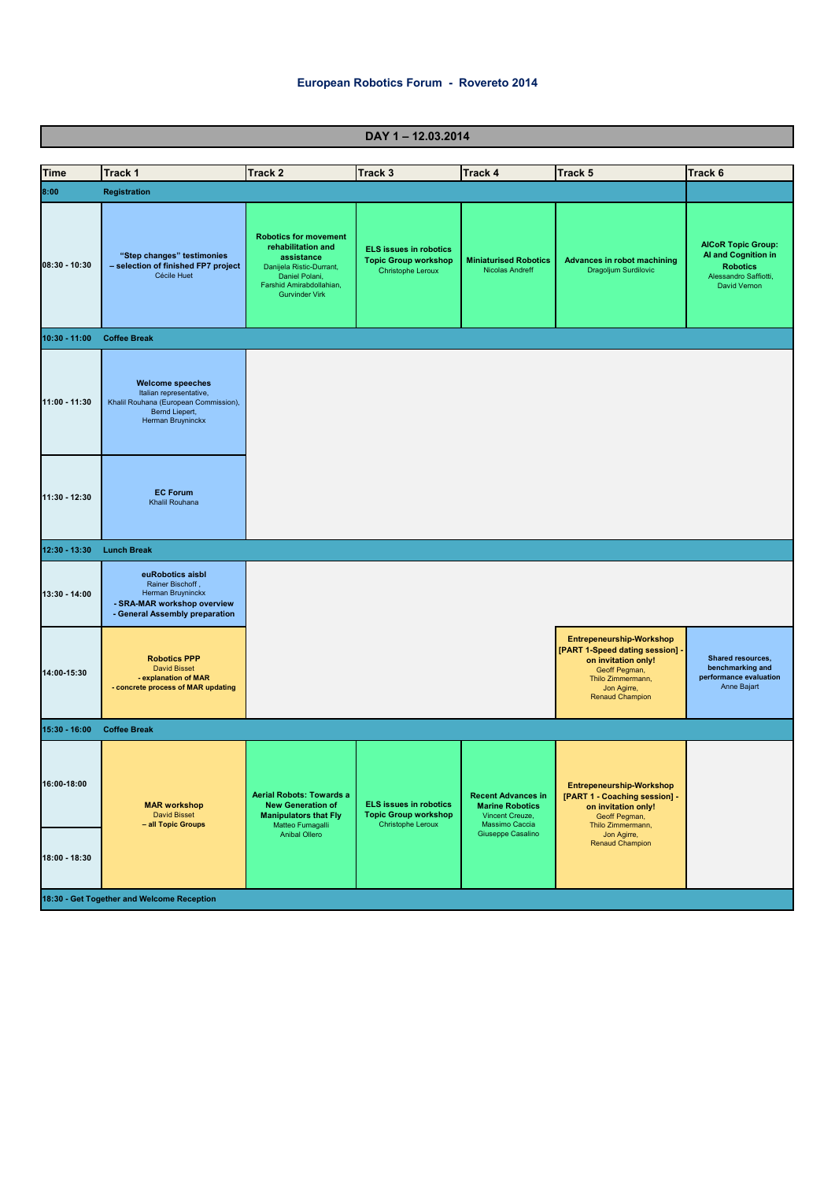# European Robotics Forum - Rovereto 2014

## DAY 1 – 12.03.2014

| Time | Track 1 | Track 2 | Track 3 | Track 4 | Track 5 | Track 6 |
|---|---|---|---|---|---|---|
| 8:00 | Registration | | | | | |
| 08:30 - 10:30 | **"Step changes" testimonies – selection of finished FP7 project** Cécile Huet | **Robotics for movement rehabilitation and assistance** Danijela Ristic-Durrant, Daniel Polani, Farshid Amirabdollahian, Gurvinder Virk | **ELS issues in robotics Topic Group workshop** Christophe Leroux | **Miniaturised Robotics** Nicolas Andreff | **Advances in robot machining** Dragoljum Surdilovic | **AICoR Topic Group: AI and Cognition in Robotics** Alessandro Saffiotti, David Vernon |
| 10:30 - 11:00 | Coffee Break | | | | | |
| 11:00 - 11:30 | **Welcome speeches** Italian representative, Khalil Rouhana (European Commission), Bernd Liepert, Herman Bruyninckx | | | | | |
| 11:30 - 12:30 | **EC Forum** Khalil Rouhana | | | | | |
| 12:30 - 13:30 | Lunch Break | | | | | |
| 13:30 - 14:00 | **euRobotics aisbl** Rainer Bischoff , Herman Bruyninckx **- SRA-MAR workshop overview - General Assembly preparation** | | | | | |
| 14:00-15:30 | **Robotics PPP** David Bisset **- explanation of MAR - concrete process of MAR updating** | | | | **Entrepeneurship-Workshop [PART 1-Speed dating session] - on invitation only!** Geoff Pegman, Thilo Zimmermann, Jon Agirre, Renaud Champion | **Shared resources, benchmarking and performance evaluation** Anne Bajart |
| 15:30 - 16:00 | Coffee Break | | | | | |
| 16:00-18:00 | **MAR workshop** David Bisset **– all Topic Groups** | **Aerial Robots: Towards a New Generation of Manipulators that Fly** Matteo Fumagalli Anibal Ollero | **ELS issues in robotics Topic Group workshop** Christophe Leroux | **Recent Advances in Marine Robotics** Vincent Creuze, Massimo Caccia Giuseppe Casalino | **Entrepeneurship-Workshop [PART 1 - Coaching session] - on invitation only!** Geoff Pegman, Thilo Zimmermann, Jon Agirre, Renaud Champion | |
| 18:00 - 18:30 | | | | | | |
| 18:30 - Get Together and Welcome Reception | | | | | | |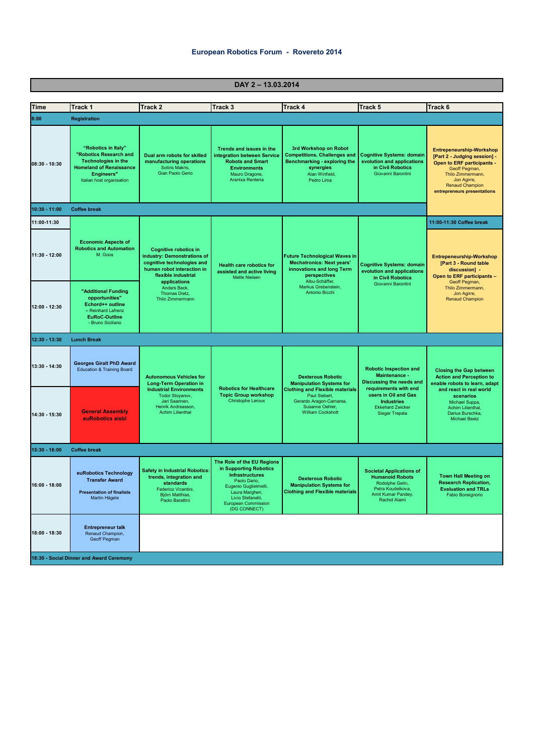# European Robotics Forum - Rovereto 2014

## DAY 2 – 13.03.2014

| Time | Track 1 | Track 2 | Track 3 | Track 4 | Track 5 | Track 6 |
|---|---|---|---|---|---|---|
| 8:00 | Registration | | | | | |
| 08:30 - 10:30 | **"Robotics in Italy" "Robotics Research and Technologies in the Homeland of Renaissance Engineers"** Italian host organisation | **Dual arm robots for skilled manufacturing operations** Sotiris Makris, Gian Paolo Gerio | **Trends and issues in the integration between Service Robots and Smart Environments** Mauro Dragone, Arantxa Renteria | **3rd Workshop on Robot Competitions, Challenges and Benchmarking - exploring the synergies** Alan Winfield, Pedro Lima | **Cognitive Systems: domain evolution and applications in Civil Robotics** Giovanni Barontini | **Entrepeneurship-Workshop [Part 2 - Judging session] - Open to ERF participants -** Geoff Pegman, Thilo Zimmermann, Jon Agirre, Renaud Champion **entrepreneurs presentations** |
| 10:30 - 11:00 | Coffee break | | | | | |
| 11:00-11:30 | | | | | | 11:00-11:30 Coffee break |
| 11:30 - 12:00 | **Economic Aspects of Robotics and Automation** M. Goos | **Cognitive robotics in industry: Demonstrations of cognitive technologies and human robot interaction in flexible industrial applications** Anders Beck, Thomas Dietz, Thilo Zimmermann | **Health care robotics for assisted and active living** Mette Nielsen | **Future Technological Waves in Mechatronics: Next years' innovations and long Term perspectives** Albu-Schäffer, Markus Grebenstein, Antonio Bicchi | **Cognitive Systems: domain evolution and applications in Civil Robotics** Giovanni Barontini | **Entrepeneurship-Workshop [Part 3 - Round table discussion] - Open to ERF participants –** Geoff Pegman, Thilo Zimmermann, Jon Agirre, Renaud Champion |
| 12:00 - 12:30 | **"Additional Funding opportunities" Echord++ outline** – Reinhard Lafrenz **EuRoC-Outline** - Bruno Siciliano | | | | | |
| 12:30 - 13:30 | Lunch Break | | | | | |
| 13:30 - 14:30 | **Georges Giralt PhD Award** Education & Training Board | **Autonomous Vehicles for Long-Term Operation in Industrial Environments** Todor Stoyanov, Jari Saarinen, Henrik Andreasson, Achim Lilienthal | **Robotics for Healthcare Topic Group workshop** Christophe Leroux | **Dexterous Robotic Manipulation Systems for Clothing and Flexible materials** Paul Siebert, Gerardo Aragon-Camarsa, Susanne Oehler, William Cockshott | **Robotic Inspection and Maintenance - Discussing the needs and requirements with end users in Oil and Gas Industries** Ekkehard Zwicker Sieger Trepsta | **Closing the Gap between Action and Perception to enable robots to learn, adapt and react in real world scenarios** Michael Suppa, Achim Lilienthal, Darius Burschka, Michael Beetz |
| 14:30 - 15:30 | **General Assembly euRobotics aisbl** | | | | | |
| 15:30 - 16:00 | Coffee break | | | | | |
| 16:00 - 18:00 | **euRobotics Technology Transfer Award** **Presentation of finalists** Martin Hägele | **Safety in Industrial Robotics: trends, integration and standards** Federico Vicentini, Björn Matthias, Paolo Barattini | **The Role of the EU Regions in Supporting Robotics Infrastructures** Paolo Dario, Eugenio Guglielmelli, Laura Margheri, Livio Stefanelli, European Commission (DG CONNECT) | **Dexterous Robotic Manipulation Systems for Clothing and Flexible materials** | **Societal Applications of Humanoid Robots** Rodolphe Gelin, Petra Koudelkova, Amit Kumar Pandey, Rachid Alami | **Town Hall Meeting on Research Replication, Evaluation and TRLs** Fabio Bonsignorio |
| 18:00 - 18:30 | **Entrepreneur talk** Renaud Champion, Geoff Pegman | | | | | |
| 18:30 - Social Dinner and Award Ceremony | | | | | | |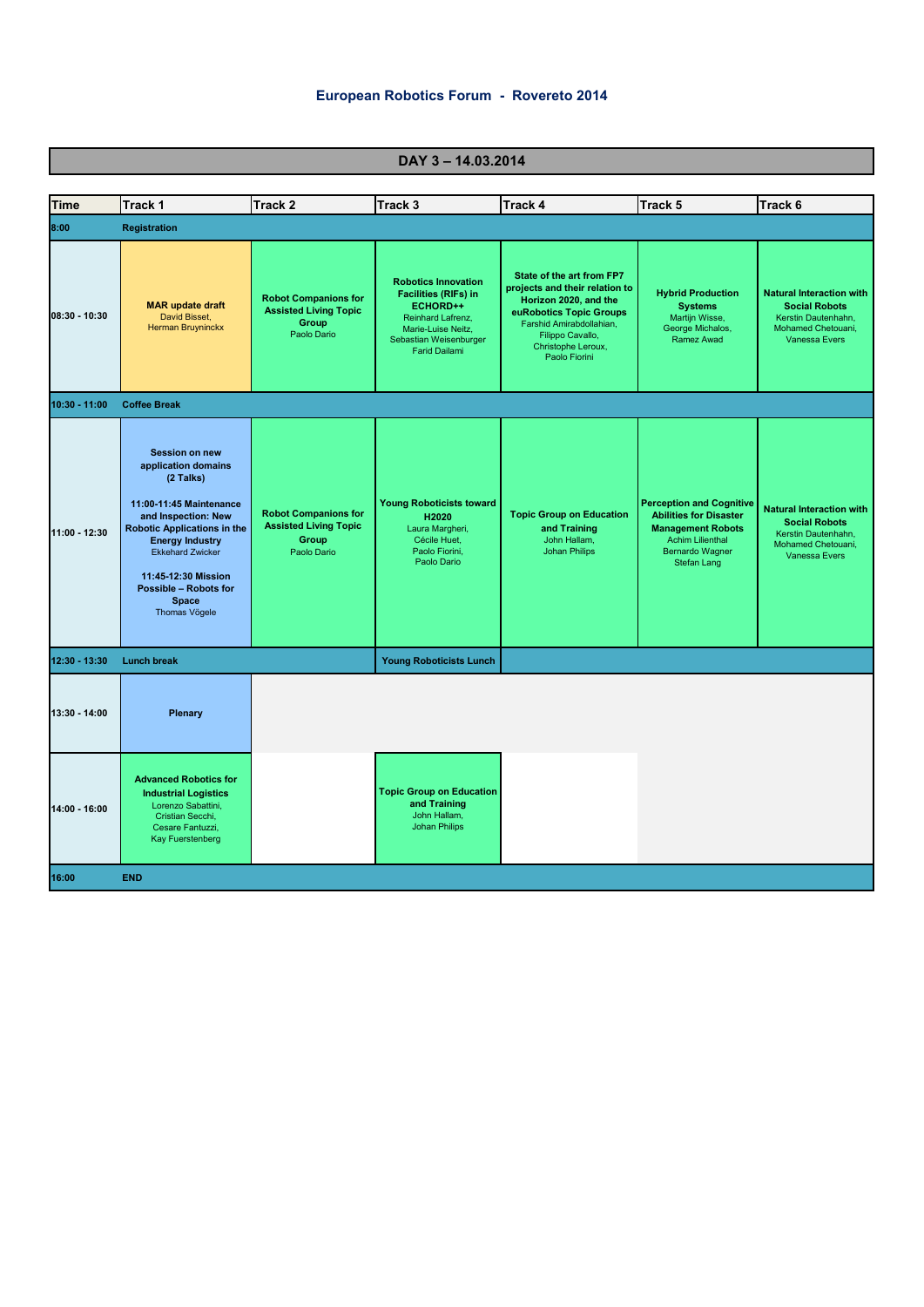## European Robotics Forum - Rovereto 2014

### DAY 3 – 14.03.2014

| Time | Track 1 | Track 2 | Track 3 | Track 4 | Track 5 | Track 6 |
|---|---|---|---|---|---|---|
| 8:00 | **Registration** | | | | | |
| 08:30 - 10:30 | **MAR update draft** David Bisset, Herman Bruyninckx | **Robot Companions for Assisted Living Topic Group** Paolo Dario | **Robotics Innovation Facilities (RIFs) in ECHORD++** Reinhard Lafrenz, Marie-Luise Neitz, Sebastian Weisenburger Farid Dailami | **State of the art from FP7 projects and their relation to Horizon 2020, and the euRobotics Topic Groups** Farshid Amirabdollahian, Filippo Cavallo, Christophe Leroux, Paolo Fiorini | **Hybrid Production Systems** Martijn Wisse, George Michalos, Ramez Awad | **Natural Interaction with Social Robots** Kerstin Dautenhahn, Mohamed Chetouani, Vanessa Evers |
| 10:30 - 11:00 | **Coffee Break** | | | | | |
| 11:00 - 12:30 | **Session on new application domains (2 Talks)** **11:00-11:45 Maintenance and Inspection: New Robotic Applications in the Energy Industry** Ekkehard Zwicker **11:45-12:30 Mission Possible – Robots for Space** Thomas Vögele | **Robot Companions for Assisted Living Topic Group** Paolo Dario | **Young Roboticists toward H2020** Laura Margheri, Cécile Huet, Paolo Fiorini, Paolo Dario | **Topic Group on Education and Training** John Hallam, Johan Philips | **Perception and Cognitive Abilities for Disaster Management Robots** Achim Lilienthal Bernardo Wagner Stefan Lang | **Natural Interaction with Social Robots** Kerstin Dautenhahn, Mohamed Chetouani, Vanessa Evers |
| 12:30 - 13:30 | **Lunch break** | | **Young Roboticists Lunch** | | | |
| 13:30 - 14:00 | **Plenary** | | | | | |
| 14:00 - 16:00 | **Advanced Robotics for Industrial Logistics** Lorenzo Sabattini, Cristian Secchi, Cesare Fantuzzi, Kay Fuerstenberg | | **Topic Group on Education and Training** John Hallam, Johan Philips | | | |
| 16:00 | **END** | | | | | |